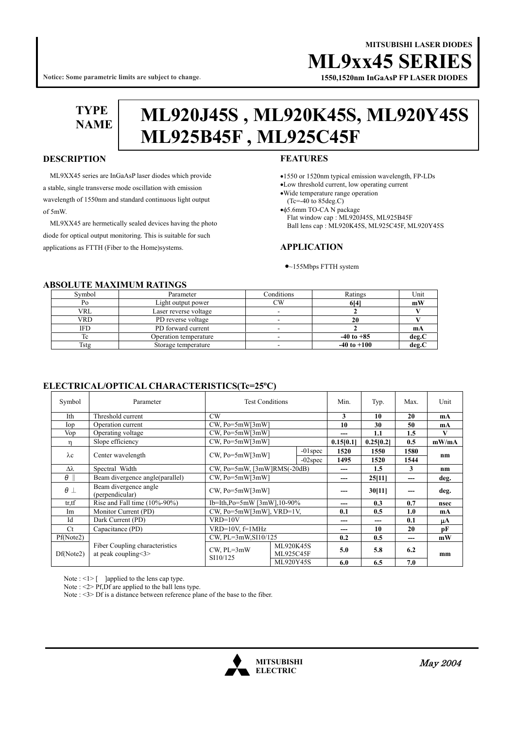MITSUBISHI LASER DIODES

# ML9xx45 SERIES

**1550,1520nm InGaAsP FP LASER DIODES**

Notice: Some parametric limits are subject to change.

**TYPE NAME**

# ML920J45S , ML920K45S, ML920Y45S ML925B45F , ML925C45F

## DESCRIPTION

ML9XX45 series are InGaAsP laser diodes which provide a stable, single transverse mode oscillation with emission wavelength of 1550nm and standard continuous light output of 5mW.

ML9XX45 are hermetically sealed devices having the photo diode for optical output monitoring. This is suitable for such applications as FTTH (Fiber to the Home)systems.

## FEATURES

- 1550 or 1520nm typical emission wavelength, FP-LDs
- Low threshold current, low operating current
- Wide temperature range operation (Tc=-40 to 85deg.C)
- φ5.6mm TO-CA N package
  Flat window cap : ML920J45S, ML925B45F
  Ball lens cap : ML920K45S, ML925C45F, ML920Y45S

## APPLICATION

- ~155Mbps FTTH system

## ABSOLUTE MAXIMUM RATINGS

| Symbol | Parameter | Conditions | Ratings | Unit |
|---|---|---|---|---|
| Po | Light output power | CW | **6[4]** | **mW** |
| VRL | Laser reverse voltage | - | **2** | **V** |
| VRD | PD reverse voltage | - | **20** | **V** |
| IFD | PD forward current | - | **2** | **mA** |
| Tc | Operation temperature | - | **-40 to +85** | **deg.C** |
| Tstg | Storage temperature | - | **-40 to +100** | **deg.C** |

## ELECTRICAL/OPTICAL CHARACTERISTICS(Tc=25ºC)

| Symbol | Parameter | Test Conditions | | Min. | Typ. | Max. | Unit |
|---|---|---|---|---|---|---|---|
| Ith | Threshold current | CW | | **3** | **10** | **20** | **mA** |
| Iop | Operation current | CW, Po=5mW[3mW] | | **10** | **30** | **50** | **mA** |
| Vop | Operating voltage | CW, Po=5mW[3mW] | | **---** | **1.1** | **1.5** | **V** |
| η | Slope efficiency | CW, Po=5mW[3mW] | | **0.15[0.1]** | **0.25[0.2]** | **0.5** | **mW/mA** |
| λc | Center wavelength | CW, Po=5mW[3mW] | -01spec | **1520** | **1550** | **1580** | **nm** |
| | | | -02spec | **1495** | **1520** | **1544** | |
| Δλ | Spectral Width | CW, Po=5mW, [3mW]RMS(-20dB) | | **---** | **1.5** | **3** | **nm** |
| θ ∥ | Beam divergence angle(parallel) | CW, Po=5mW[3mW] | | **---** | **25[11]** | **---** | **deg.** |
| θ ⊥ | Beam divergence angle (perpendicular) | CW, Po=5mW[3mW] | | **---** | **30[11]** | **---** | **deg.** |
| tr,tf | Rise and Fall time (10%-90%) | Ib=Ith,Po=5mW [3mW],10-90% | | **---** | **0.3** | **0.7** | **nsec** |
| Im | Monitor Current (PD) | CW, Po=5mW[3mW], VRD=1V, | | **0.1** | **0.5** | **1.0** | **mA** |
| Id | Dark Current (PD) | VRD=10V | | **---** | **---** | **0.1** | **μA** |
| Ct | Capacitance (PD) | VRD=10V, f=1MHz | | **---** | **10** | **20** | **pF** |
| Pf(Note2) | Fiber Coupling characteristics at peak coupling<3> | CW, PL=3mW,SI10/125 | | **0.2** | **0.5** | **---** | **mW** |
| Df(Note2) | | CW, PL=3mW SI10/125 | ML920K45S ML925C45F | **5.0** | **5.8** | **6.2** | **mm** |
| | | | ML920Y45S | **6.0** | **6.5** | **7.0** | |

Note : <1> [ ]applied to the lens cap type.
Note : <2> Pf,Df are applied to the ball lens type.
Note : <3> Df is a distance between reference plane of the base to the fiber.

MITSUBISHI ELECTRIC

*May 2004*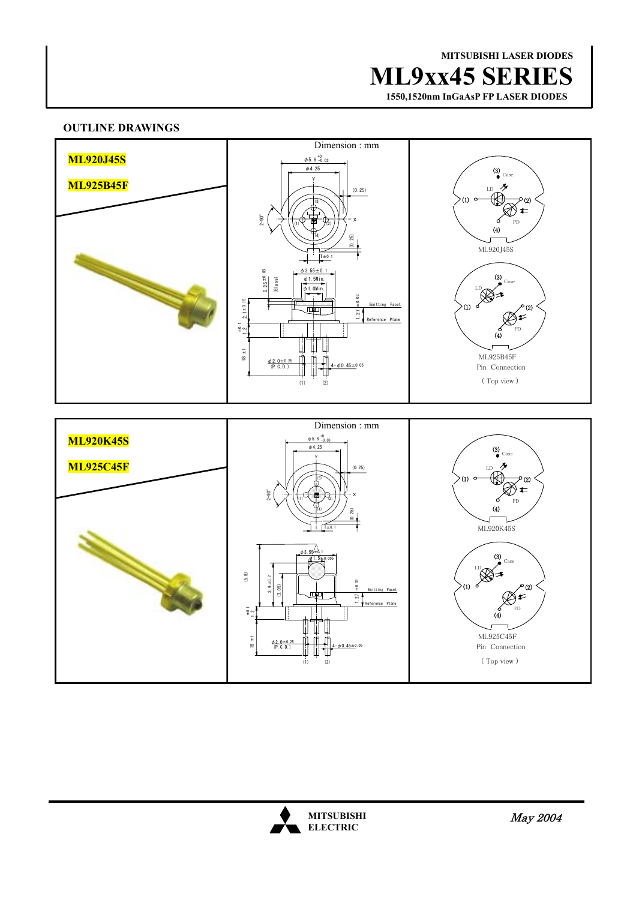## OUTLINE DRAWINGS

**ML920J45S**

**ML925B45F**

Dimension : mm

φ5.6 $^{+0}_{-0.03}$

φ4.25

(0.25)

2-90°

(0.25)

1±0.1

φ3.55±0.1

φ1.5Min.

φ1.0Min.

0.25±0.03 (Glass)

2.1±0.15

1.27±0.03

Emitting Facet

Reference Plane

1.2 ±0.1

18 ±1

φ2.0±0.25 (P.C.D.)

4-φ0.45±0.05

ML920J45S

ML925B45F

Pin Connection

( Top view )

**ML920K45S**

**ML925C45F**

Dimension : mm

φ5.6 $^{+0}_{-0.03}$

φ4.25

(0.25)

2-90°

(0.25)

1±0.1

φ3.55±0.1

φ1.5±0.005

(5.8)

3.9±0.2

(3.05)

1.27±0.03

Emitting Facet

Reference Plane

1.2 ±0.1

18 ±1

φ2.0±0.25 (P.C.D.)

4-φ0.45±0.05

ML920K45S

ML925C45F

Pin Connection

( Top view )

*May 2004*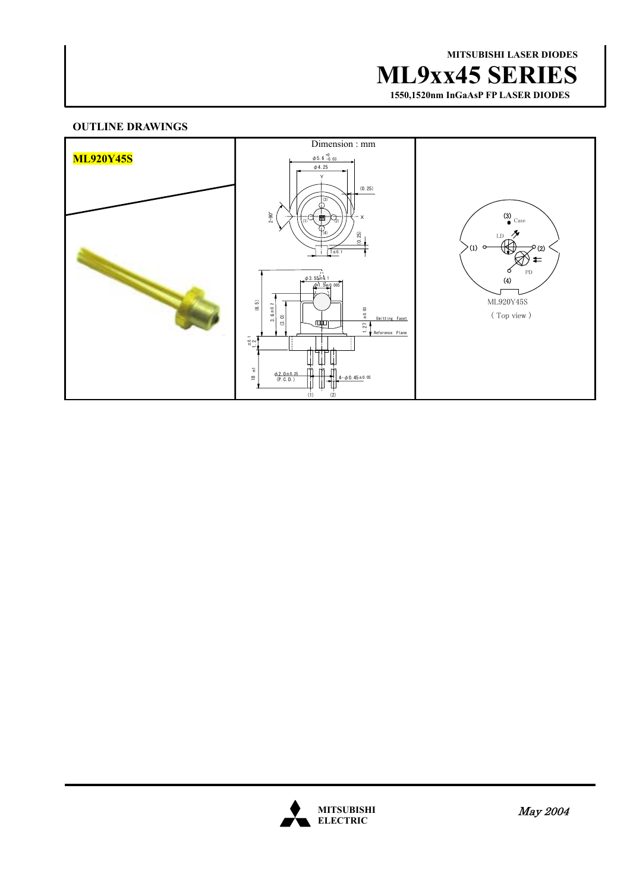## OUTLINE DRAWINGS

**ML920Y45S**

Dimension : mm

φ5.6 +0/−0.03

φ4.25

Y

(0.25)

2−90°

(3)

(1)

(2)

X

(4)

(0.25)

1±0.1

φ3.55±0.1

φ1.5±0.005

(6.5)

3.6±0.2

(3.0)

1.27 ±0.03

Emitting Facet

Reference Plane

1.2 ±0.1

18 ±1

φ2.0±0.25 (P.C.D.)

4−φ0.45±0.05

(1) (2)

(3) Case

LD

(1)

(2)

PD

(4)

ML920Y45S

( Top view )